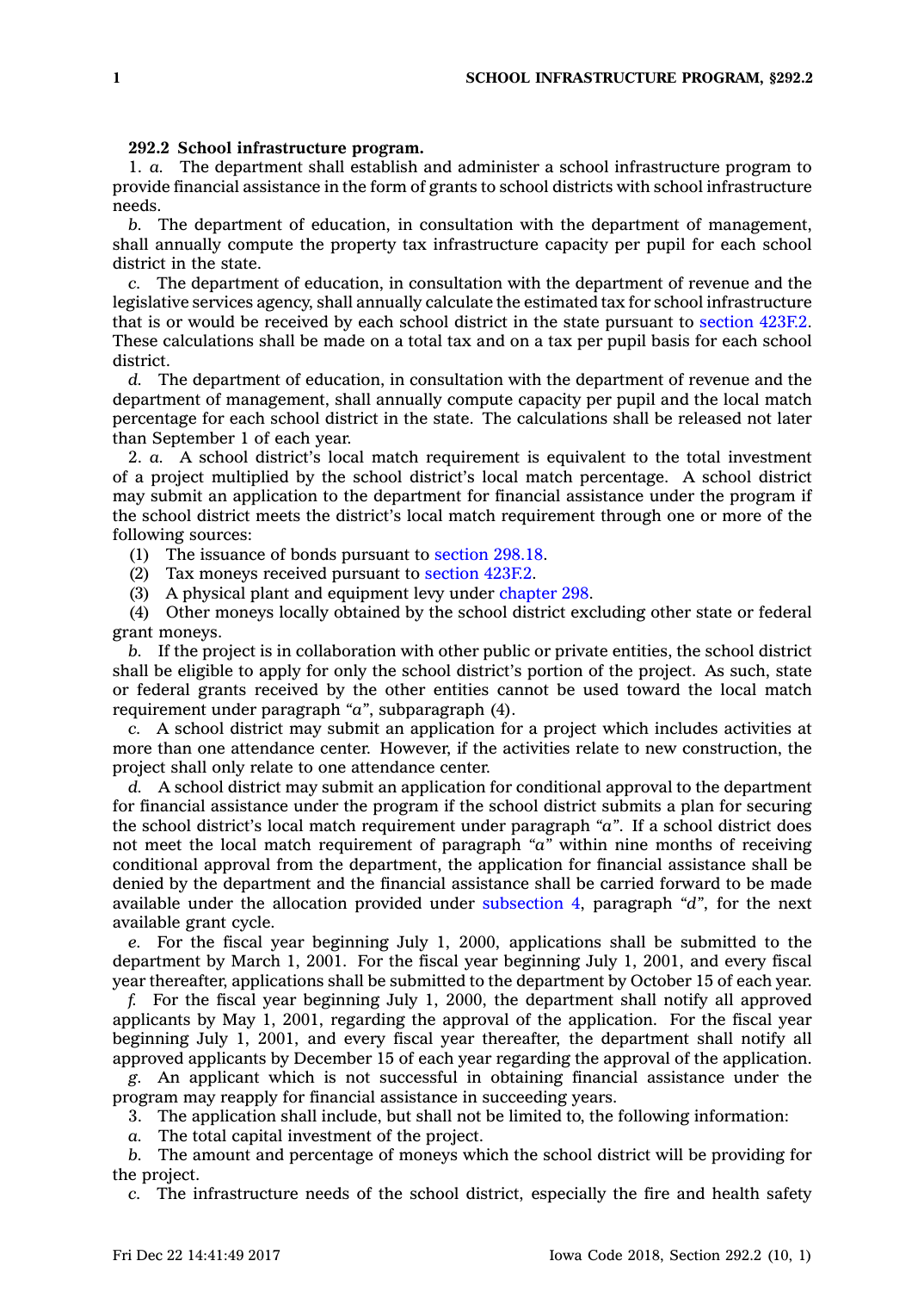**292.2 School infrastructure program.**

1. *a.* The department shall establish and administer a school infrastructure program to provide financial assistance in the form of grants to school districts with school infrastructure needs.

*b.* The department of education, in consultation with the department of management, shall annually compute the property tax infrastructure capacity per pupil for each school district in the state.

*c.* The department of education, in consultation with the department of revenue and the legislative services agency, shall annually calculate the estimated tax for school infrastructure that is or would be received by each school district in the state pursuant to section 423F.2. These calculations shall be made on a total tax and on a tax per pupil basis for each school district.

*d.* The department of education, in consultation with the department of revenue and the department of management, shall annually compute capacity per pupil and the local match percentage for each school district in the state. The calculations shall be released not later than September 1 of each year.

2. *a.* A school district's local match requirement is equivalent to the total investment of a project multiplied by the school district's local match percentage. A school district may submit an application to the department for financial assistance under the program if the school district meets the district's local match requirement through one or more of the following sources:

(1) The issuance of bonds pursuant to section 298.18.

(2) Tax moneys received pursuant to section 423F.2.

(3) A physical plant and equipment levy under chapter 298.

(4) Other moneys locally obtained by the school district excluding other state or federal grant moneys.

*b.* If the project is in collaboration with other public or private entities, the school district shall be eligible to apply for only the school district's portion of the project. As such, state or federal grants received by the other entities cannot be used toward the local match requirement under paragraph *"a"*, subparagraph (4).

*c.* A school district may submit an application for a project which includes activities at more than one attendance center. However, if the activities relate to new construction, the project shall only relate to one attendance center.

*d.* A school district may submit an application for conditional approval to the department for financial assistance under the program if the school district submits a plan for securing the school district's local match requirement under paragraph *"a"*. If a school district does not meet the local match requirement of paragraph *"a"* within nine months of receiving conditional approval from the department, the application for financial assistance shall be denied by the department and the financial assistance shall be carried forward to be made available under the allocation provided under subsection 4, paragraph *"d"*, for the next available grant cycle.

*e.* For the fiscal year beginning July 1, 2000, applications shall be submitted to the department by March 1, 2001. For the fiscal year beginning July 1, 2001, and every fiscal year thereafter, applications shall be submitted to the department by October 15 of each year.

*f.* For the fiscal year beginning July 1, 2000, the department shall notify all approved applicants by May 1, 2001, regarding the approval of the application. For the fiscal year beginning July 1, 2001, and every fiscal year thereafter, the department shall notify all approved applicants by December 15 of each year regarding the approval of the application.

*g.* An applicant which is not successful in obtaining financial assistance under the program may reapply for financial assistance in succeeding years.

3. The application shall include, but shall not be limited to, the following information:

*a.* The total capital investment of the project.

*b.* The amount and percentage of moneys which the school district will be providing for the project.

*c.* The infrastructure needs of the school district, especially the fire and health safety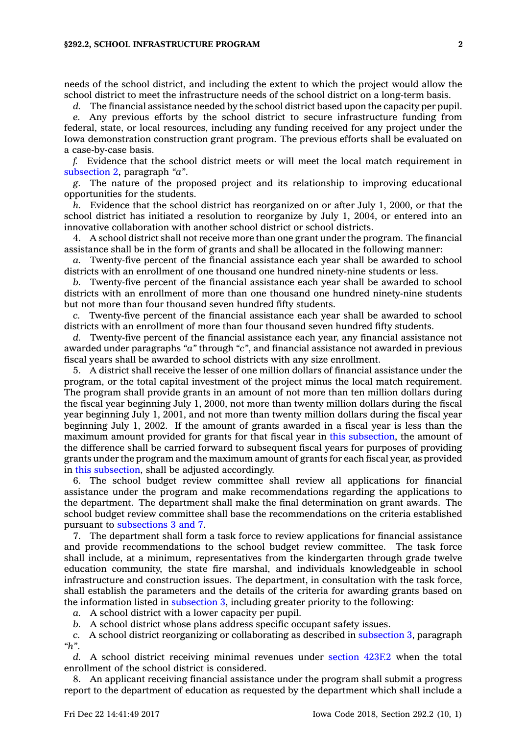needs of the school district, and including the extent to which the project would allow the school district to meet the infrastructure needs of the school district on a long-term basis.

*d.* The financial assistance needed by the school district based upon the capacity per pupil.

*e.* Any previous efforts by the school district to secure infrastructure funding from federal, state, or local resources, including any funding received for any project under the Iowa demonstration construction grant program. The previous efforts shall be evaluated on a case-by-case basis.

*f.* Evidence that the school district meets or will meet the local match requirement in subsection 2, paragraph *"a"*.

*g.* The nature of the proposed project and its relationship to improving educational opportunities for the students.

*h.* Evidence that the school district has reorganized on or after July 1, 2000, or that the school district has initiated a resolution to reorganize by July 1, 2004, or entered into an innovative collaboration with another school district or school districts.

4. A school district shall not receive more than one grant under the program. The financial assistance shall be in the form of grants and shall be allocated in the following manner:

*a.* Twenty-five percent of the financial assistance each year shall be awarded to school districts with an enrollment of one thousand one hundred ninety-nine students or less.

*b.* Twenty-five percent of the financial assistance each year shall be awarded to school districts with an enrollment of more than one thousand one hundred ninety-nine students but not more than four thousand seven hundred fifty students.

*c.* Twenty-five percent of the financial assistance each year shall be awarded to school districts with an enrollment of more than four thousand seven hundred fifty students.

*d.* Twenty-five percent of the financial assistance each year, any financial assistance not awarded under paragraphs *"a"* through *"c"*, and financial assistance not awarded in previous fiscal years shall be awarded to school districts with any size enrollment.

5. A district shall receive the lesser of one million dollars of financial assistance under the program, or the total capital investment of the project minus the local match requirement. The program shall provide grants in an amount of not more than ten million dollars during the fiscal year beginning July 1, 2000, not more than twenty million dollars during the fiscal year beginning July 1, 2001, and not more than twenty million dollars during the fiscal year beginning July 1, 2002. If the amount of grants awarded in a fiscal year is less than the maximum amount provided for grants for that fiscal year in this subsection, the amount of the difference shall be carried forward to subsequent fiscal years for purposes of providing grants under the program and the maximum amount of grants for each fiscal year, as provided in this subsection, shall be adjusted accordingly.

6. The school budget review committee shall review all applications for financial assistance under the program and make recommendations regarding the applications to the department. The department shall make the final determination on grant awards. The school budget review committee shall base the recommendations on the criteria established pursuant to subsections 3 and 7.

7. The department shall form a task force to review applications for financial assistance and provide recommendations to the school budget review committee. The task force shall include, at a minimum, representatives from the kindergarten through grade twelve education community, the state fire marshal, and individuals knowledgeable in school infrastructure and construction issues. The department, in consultation with the task force, shall establish the parameters and the details of the criteria for awarding grants based on the information listed in subsection 3, including greater priority to the following:

*a.* A school district with a lower capacity per pupil.

*b.* A school district whose plans address specific occupant safety issues.

*c.* A school district reorganizing or collaborating as described in subsection 3, paragraph *"h"*.

*d.* A school district receiving minimal revenues under section 423F.2 when the total enrollment of the school district is considered.

8. An applicant receiving financial assistance under the program shall submit a progress report to the department of education as requested by the department which shall include a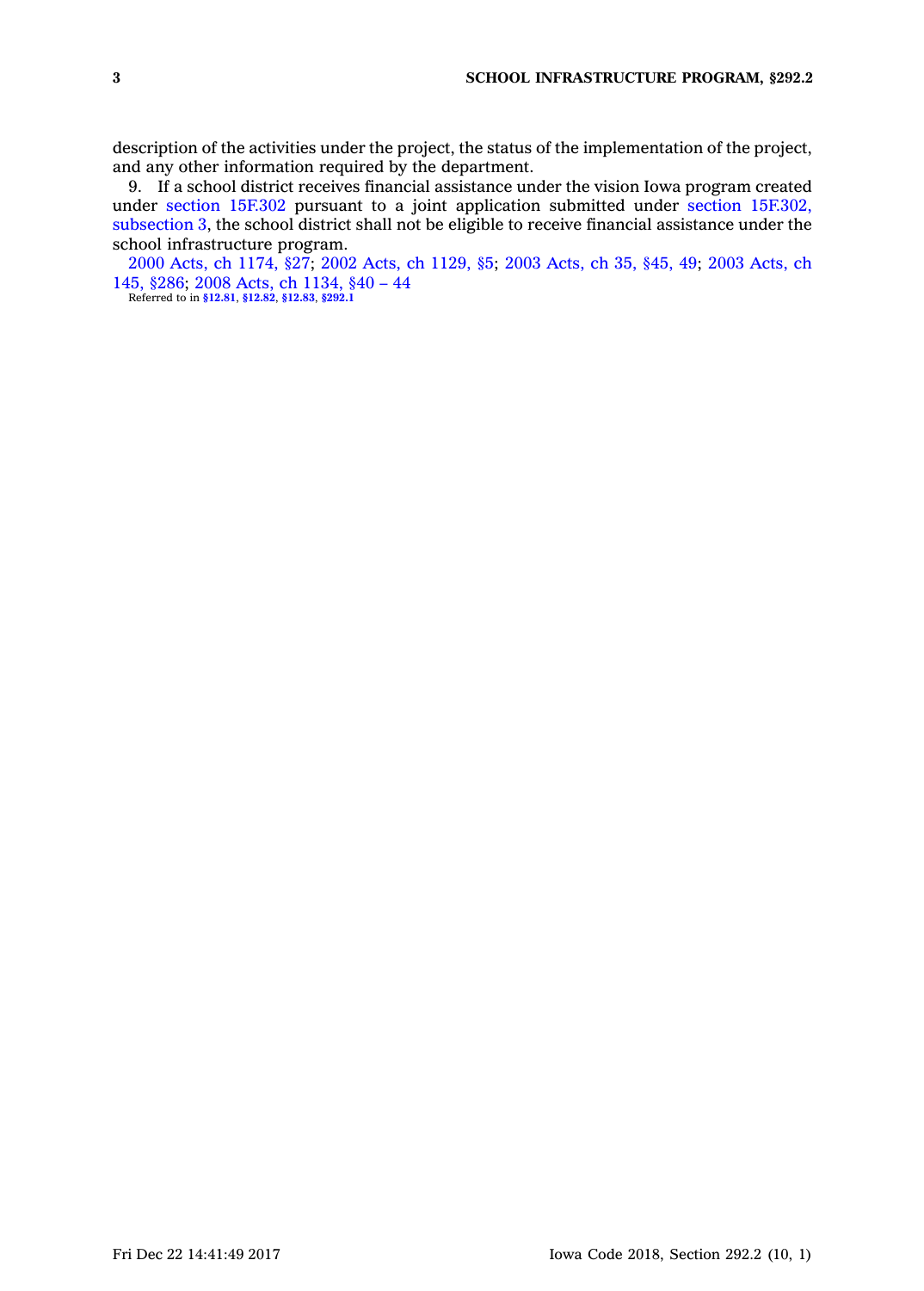description of the activities under the project, the status of the implementation of the project, and any other information required by the department.

9. If a school district receives financial assistance under the vision Iowa program created under section 15F.302 pursuant to a joint application submitted under section 15F.302, subsection 3, the school district shall not be eligible to receive financial assistance under the school infrastructure program.

2000 Acts, ch 1174, §27; 2002 Acts, ch 1129, §5; 2003 Acts, ch 35, §45, 49; 2003 Acts, ch 145, §286; 2008 Acts, ch 1134, §40 – 44

Referred to in **§12.81**, **§12.82**, **§12.83**, **§292.1**